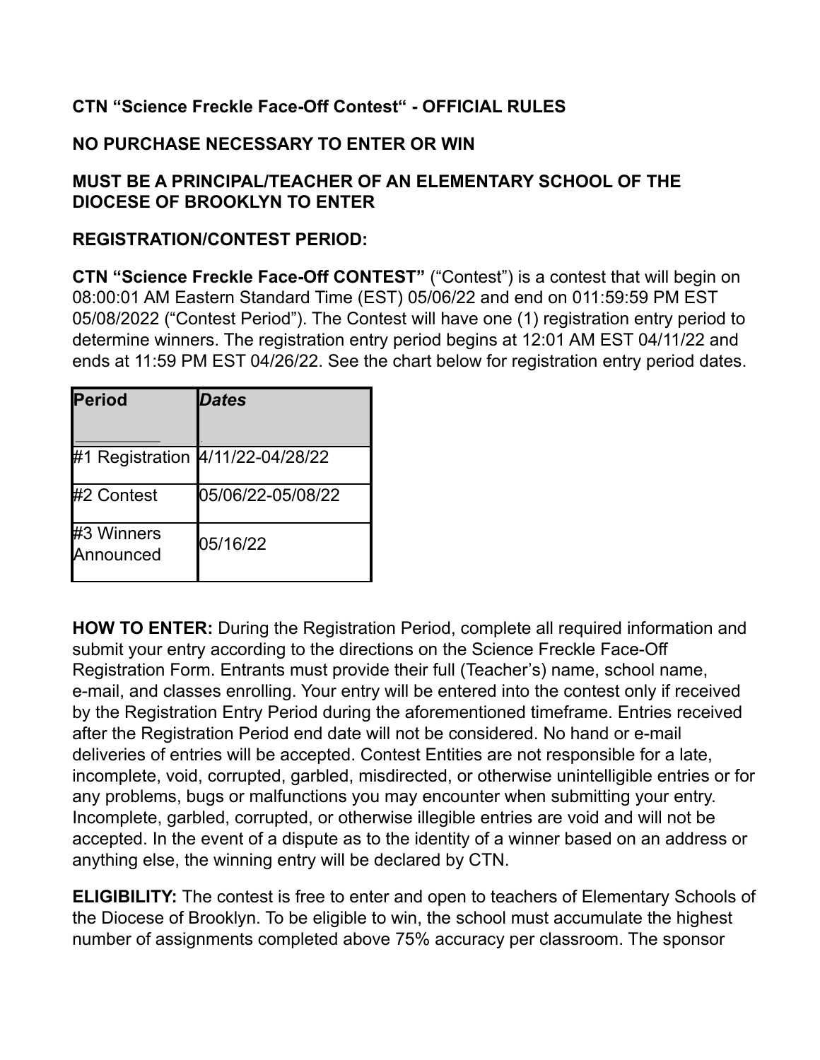**CTN "Science Freckle Face-Off Contest" - OFFICIAL RULES**

**NO PURCHASE NECESSARY TO ENTER OR WIN**

**MUST BE A PRINCIPAL/TEACHER OF AN ELEMENTARY SCHOOL OF THE DIOCESE OF BROOKLYN TO ENTER**

**REGISTRATION/CONTEST PERIOD:**

**CTN "Science Freckle Face-Off CONTEST"** ("Contest") is a contest that will begin on 08:00:01 AM Eastern Standard Time (EST) 05/06/22 and end on 011:59:59 PM EST 05/08/2022 ("Contest Period"). The Contest will have one (1) registration entry period to determine winners. The registration entry period begins at 12:01 AM EST 04/11/22 and ends at 11:59 PM EST 04/26/22. See the chart below for registration entry period dates.

| **Period** | ***Dates*** |
| --- | --- |
| #1 Registration | 4/11/22-04/28/22 |
| #2 Contest | 05/06/22-05/08/22 |
| #3 Winners Announced | 05/16/22 |

**HOW TO ENTER:** During the Registration Period, complete all required information and submit your entry according to the directions on the Science Freckle Face-Off Registration Form. Entrants must provide their full (Teacher's) name, school name, e-mail, and classes enrolling. Your entry will be entered into the contest only if received by the Registration Entry Period during the aforementioned timeframe. Entries received after the Registration Period end date will not be considered. No hand or e-mail deliveries of entries will be accepted. Contest Entities are not responsible for a late, incomplete, void, corrupted, garbled, misdirected, or otherwise unintelligible entries or for any problems, bugs or malfunctions you may encounter when submitting your entry. Incomplete, garbled, corrupted, or otherwise illegible entries are void and will not be accepted. In the event of a dispute as to the identity of a winner based on an address or anything else, the winning entry will be declared by CTN.

**ELIGIBILITY:** The contest is free to enter and open to teachers of Elementary Schools of the Diocese of Brooklyn. To be eligible to win, the school must accumulate the highest number of assignments completed above 75% accuracy per classroom. The sponsor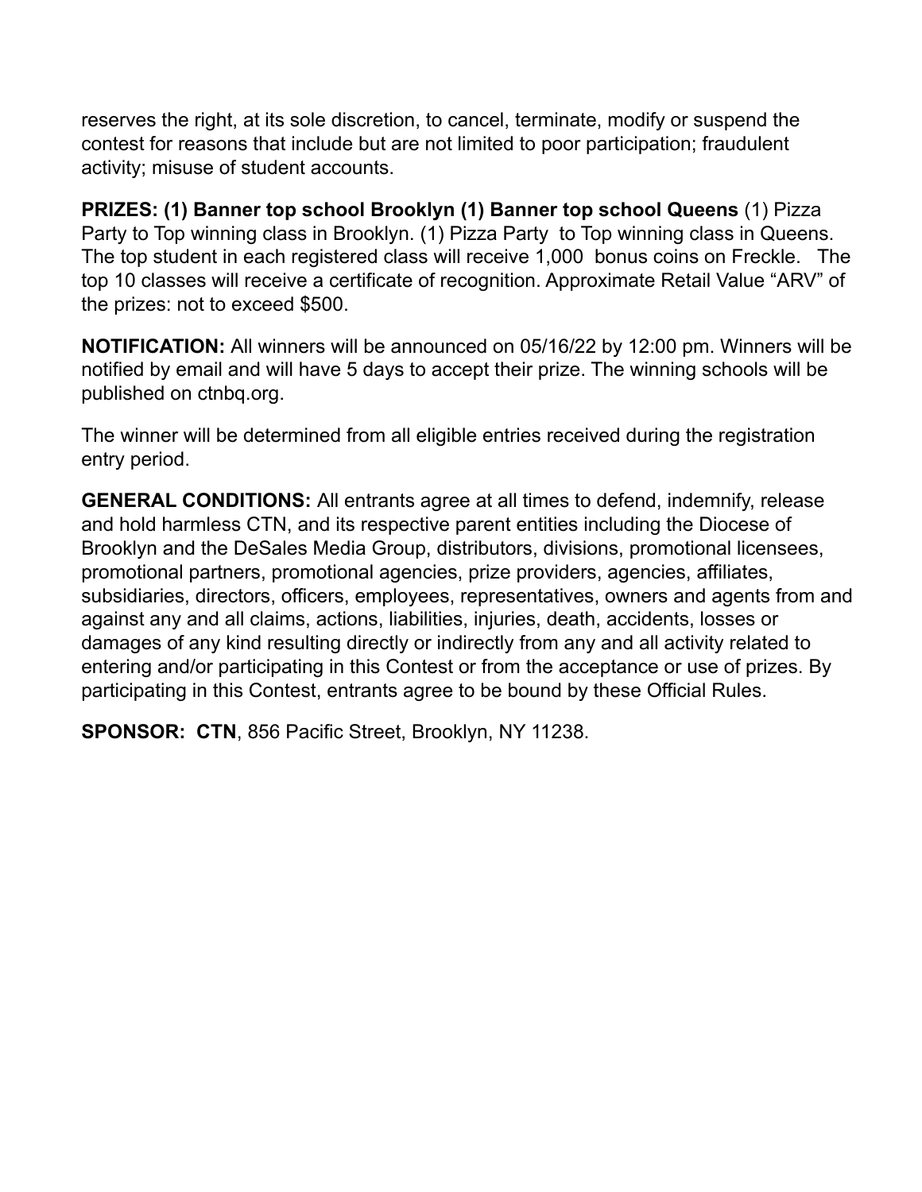reserves the right, at its sole discretion, to cancel, terminate, modify or suspend the contest for reasons that include but are not limited to poor participation; fraudulent activity; misuse of student accounts.

**PRIZES: (1) Banner top school Brooklyn (1) Banner top school Queens** (1) Pizza Party to Top winning class in Brooklyn. (1) Pizza Party to Top winning class in Queens. The top student in each registered class will receive 1,000 bonus coins on Freckle. The top 10 classes will receive a certificate of recognition. Approximate Retail Value "ARV" of the prizes: not to exceed $500.

**NOTIFICATION:** All winners will be announced on 05/16/22 by 12:00 pm. Winners will be notified by email and will have 5 days to accept their prize. The winning schools will be published on ctnbq.org.

The winner will be determined from all eligible entries received during the registration entry period.

**GENERAL CONDITIONS:** All entrants agree at all times to defend, indemnify, release and hold harmless CTN, and its respective parent entities including the Diocese of Brooklyn and the DeSales Media Group, distributors, divisions, promotional licensees, promotional partners, promotional agencies, prize providers, agencies, affiliates, subsidiaries, directors, officers, employees, representatives, owners and agents from and against any and all claims, actions, liabilities, injuries, death, accidents, losses or damages of any kind resulting directly or indirectly from any and all activity related to entering and/or participating in this Contest or from the acceptance or use of prizes. By participating in this Contest, entrants agree to be bound by these Official Rules.

**SPONSOR: CTN**, 856 Pacific Street, Brooklyn, NY 11238.